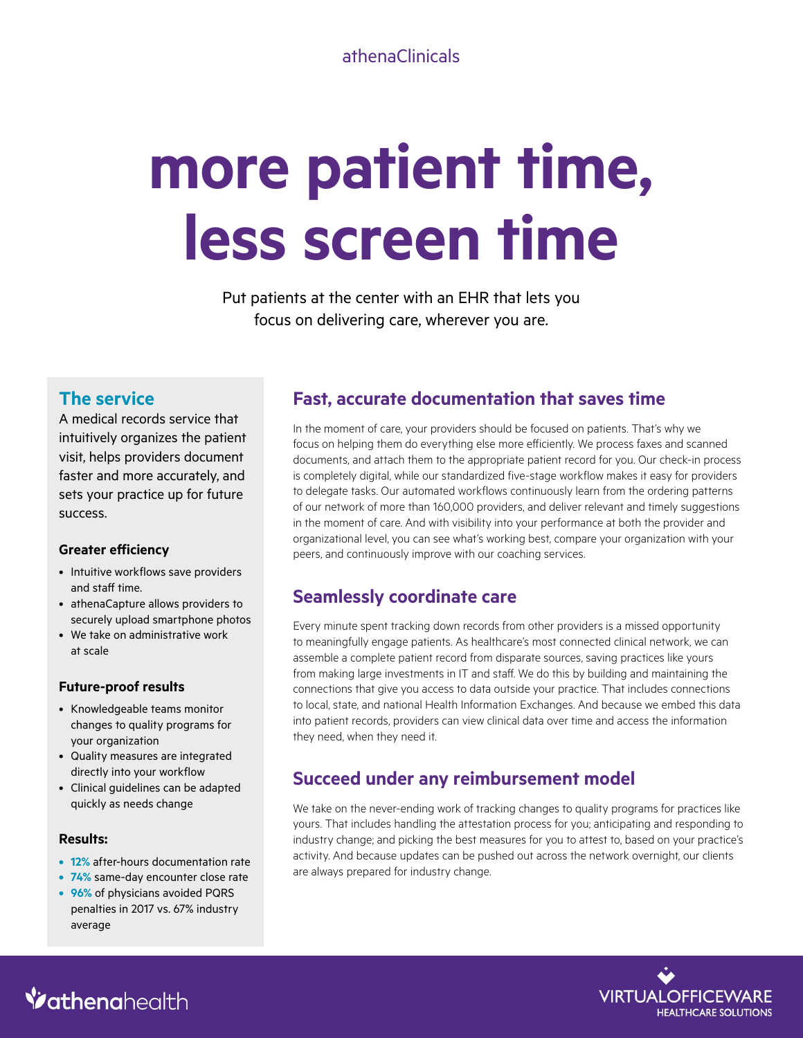athenaClinicals

# more patient time, less screen time

Put patients at the center with an EHR that lets you focus on delivering care, wherever you are.

## The service

A medical records service that intuitively organizes the patient visit, helps providers document faster and more accurately, and sets your practice up for future success.

### Greater efficiency

- Intuitive workflows save providers and staff time.
- athenaCapture allows providers to securely upload smartphone photos
- We take on administrative work at scale

### Future-proof results

- Knowledgeable teams monitor changes to quality programs for your organization
- Quality measures are integrated directly into your workflow
- Clinical guidelines can be adapted quickly as needs change

### Results:

- **12%** after-hours documentation rate
- **74%** same-day encounter close rate
- **96%** of physicians avoided PQRS penalties in 2017 vs. 67% industry average

## Fast, accurate documentation that saves time

In the moment of care, your providers should be focused on patients. That's why we focus on helping them do everything else more efficiently. We process faxes and scanned documents, and attach them to the appropriate patient record for you. Our check-in process is completely digital, while our standardized five-stage workflow makes it easy for providers to delegate tasks. Our automated workflows continuously learn from the ordering patterns of our network of more than 160,000 providers, and deliver relevant and timely suggestions in the moment of care. And with visibility into your performance at both the provider and organizational level, you can see what's working best, compare your organization with your peers, and continuously improve with our coaching services.

## Seamlessly coordinate care

Every minute spent tracking down records from other providers is a missed opportunity to meaningfully engage patients. As healthcare's most connected clinical network, we can assemble a complete patient record from disparate sources, saving practices like yours from making large investments in IT and staff. We do this by building and maintaining the connections that give you access to data outside your practice. That includes connections to local, state, and national Health Information Exchanges. And because we embed this data into patient records, providers can view clinical data over time and access the information they need, when they need it.

## Succeed under any reimbursement model

We take on the never-ending work of tracking changes to quality programs for practices like yours. That includes handling the attestation process for you; anticipating and responding to industry change; and picking the best measures for you to attest to, based on your practice's activity. And because updates can be pushed out across the network overnight, our clients are always prepared for industry change.

athenahealth

VIRTUALOFFICEWARE HEALTHCARE SOLUTIONS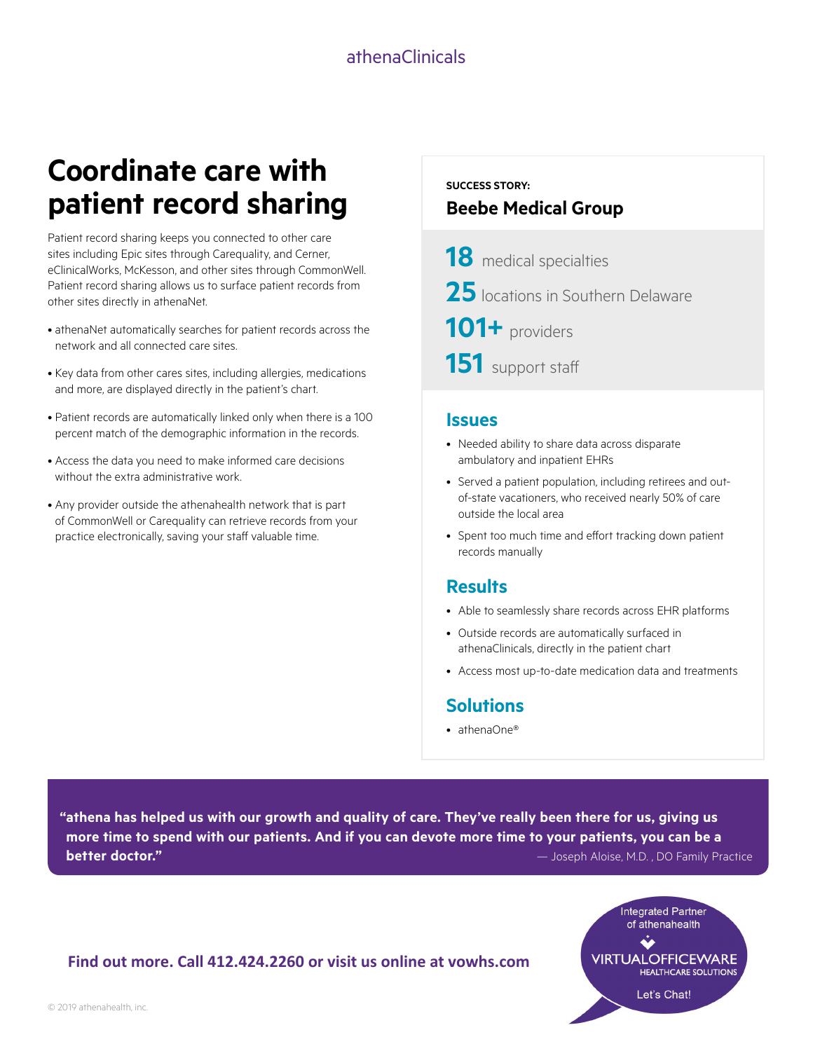athenaClinicals

# Coordinate care with patient record sharing

Patient record sharing keeps you connected to other care sites including Epic sites through Carequality, and Cerner, eClinicalWorks, McKesson, and other sites through CommonWell. Patient record sharing allows us to surface patient records from other sites directly in athenaNet.

- athenaNet automatically searches for patient records across the network and all connected care sites.
- Key data from other cares sites, including allergies, medications and more, are displayed directly in the patient's chart.
- Patient records are automatically linked only when there is a 100 percent match of the demographic information in the records.
- Access the data you need to make informed care decisions without the extra administrative work.
- Any provider outside the athenahealth network that is part of CommonWell or Carequality can retrieve records from your practice electronically, saving your staff valuable time.

**SUCCESS STORY:**

## Beebe Medical Group

**18** medical specialties

**25** locations in Southern Delaware

**101+** providers

**151** support staff

### Issues

- Needed ability to share data across disparate ambulatory and inpatient EHRs
- Served a patient population, including retirees and out-of-state vacationers, who received nearly 50% of care outside the local area
- Spent too much time and effort tracking down patient records manually

### Results

- Able to seamlessly share records across EHR platforms
- Outside records are automatically surfaced in athenaClinicals, directly in the patient chart
- Access most up-to-date medication data and treatments

### Solutions

- athenaOne®

**"athena has helped us with our growth and quality of care. They've really been there for us, giving us more time to spend with our patients. And if you can devote more time to your patients, you can be a better doctor."**

— Joseph Aloise, M.D. , DO Family Practice

**Find out more. Call 412.424.2260 or visit us online at vowhs.com**

Integrated Partner of athenahealth

VIRTUALOFFICEWARE HEALTHCARE SOLUTIONS

Let's Chat!

© 2019 athenahealth, inc.